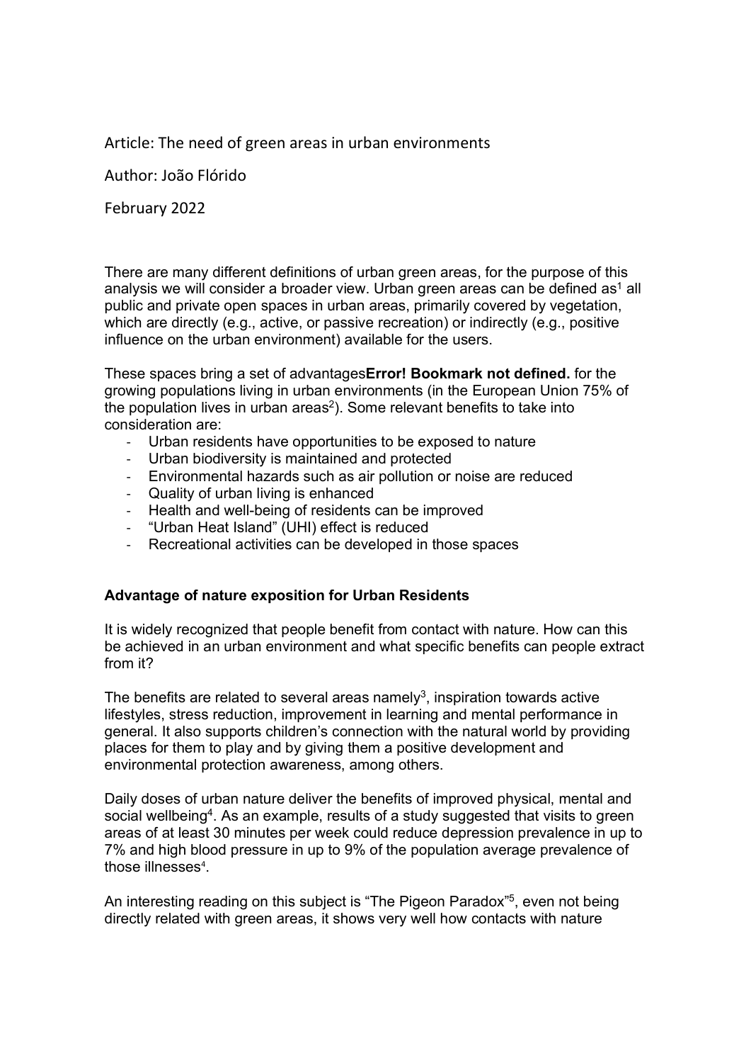Article: The need of green areas in urban environments

Author: João Flórido

February 2022

There are many different definitions of urban green areas, for the purpose of this analysis we will consider a broader view. Urban green areas can be defined as[1] all public and private open spaces in urban areas, primarily covered by vegetation, which are directly (e.g., active, or passive recreation) or indirectly (e.g., positive influence on the urban environment) available for the users.

These spaces bring a set of advantages**Error! Bookmark not defined.** for the growing populations living in urban environments (in the European Union 75% of the population lives in urban areas[2]). Some relevant benefits to take into consideration are:

- Urban residents have opportunities to be exposed to nature
- Urban biodiversity is maintained and protected
- Environmental hazards such as air pollution or noise are reduced
- Quality of urban living is enhanced
- Health and well-being of residents can be improved
- "Urban Heat Island" (UHI) effect is reduced
- Recreational activities can be developed in those spaces

**Advantage of nature exposition for Urban Residents**

It is widely recognized that people benefit from contact with nature. How can this be achieved in an urban environment and what specific benefits can people extract from it?

The benefits are related to several areas namely[3], inspiration towards active lifestyles, stress reduction, improvement in learning and mental performance in general. It also supports children's connection with the natural world by providing places for them to play and by giving them a positive development and environmental protection awareness, among others.

Daily doses of urban nature deliver the benefits of improved physical, mental and social wellbeing[4]. As an example, results of a study suggested that visits to green areas of at least 30 minutes per week could reduce depression prevalence in up to 7% and high blood pressure in up to 9% of the population average prevalence of those illnesses[4].

An interesting reading on this subject is "The Pigeon Paradox"[5], even not being directly related with green areas, it shows very well how contacts with nature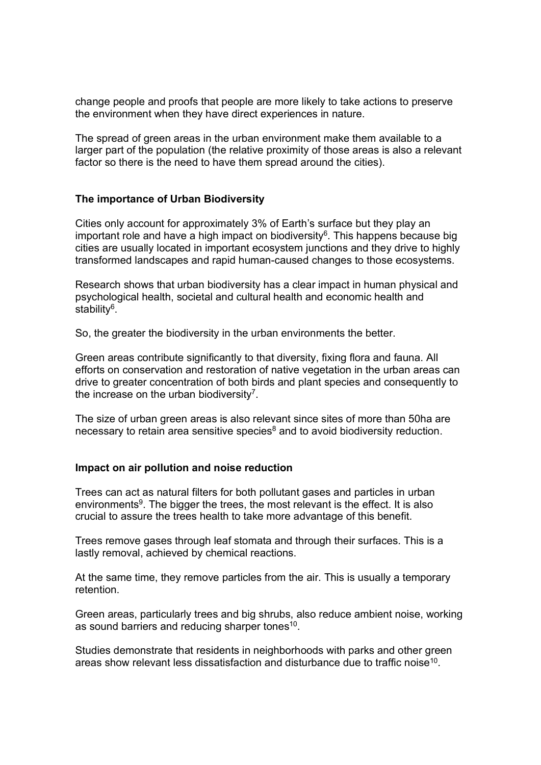change people and proofs that people are more likely to take actions to preserve the environment when they have direct experiences in nature.

The spread of green areas in the urban environment make them available to a larger part of the population (the relative proximity of those areas is also a relevant factor so there is the need to have them spread around the cities).

### The importance of Urban Biodiversity

Cities only account for approximately 3% of Earth's surface but they play an important role and have a high impact on biodiversity[6]. This happens because big cities are usually located in important ecosystem junctions and they drive to highly transformed landscapes and rapid human-caused changes to those ecosystems.

Research shows that urban biodiversity has a clear impact in human physical and psychological health, societal and cultural health and economic health and stability[6].

So, the greater the biodiversity in the urban environments the better.

Green areas contribute significantly to that diversity, fixing flora and fauna. All efforts on conservation and restoration of native vegetation in the urban areas can drive to greater concentration of both birds and plant species and consequently to the increase on the urban biodiversity[7].

The size of urban green areas is also relevant since sites of more than 50ha are necessary to retain area sensitive species[8] and to avoid biodiversity reduction.

### Impact on air pollution and noise reduction

Trees can act as natural filters for both pollutant gases and particles in urban environments[9]. The bigger the trees, the most relevant is the effect. It is also crucial to assure the trees health to take more advantage of this benefit.

Trees remove gases through leaf stomata and through their surfaces. This is a lastly removal, achieved by chemical reactions.

At the same time, they remove particles from the air. This is usually a temporary retention.

Green areas, particularly trees and big shrubs, also reduce ambient noise, working as sound barriers and reducing sharper tones[10].

Studies demonstrate that residents in neighborhoods with parks and other green areas show relevant less dissatisfaction and disturbance due to traffic noise[10].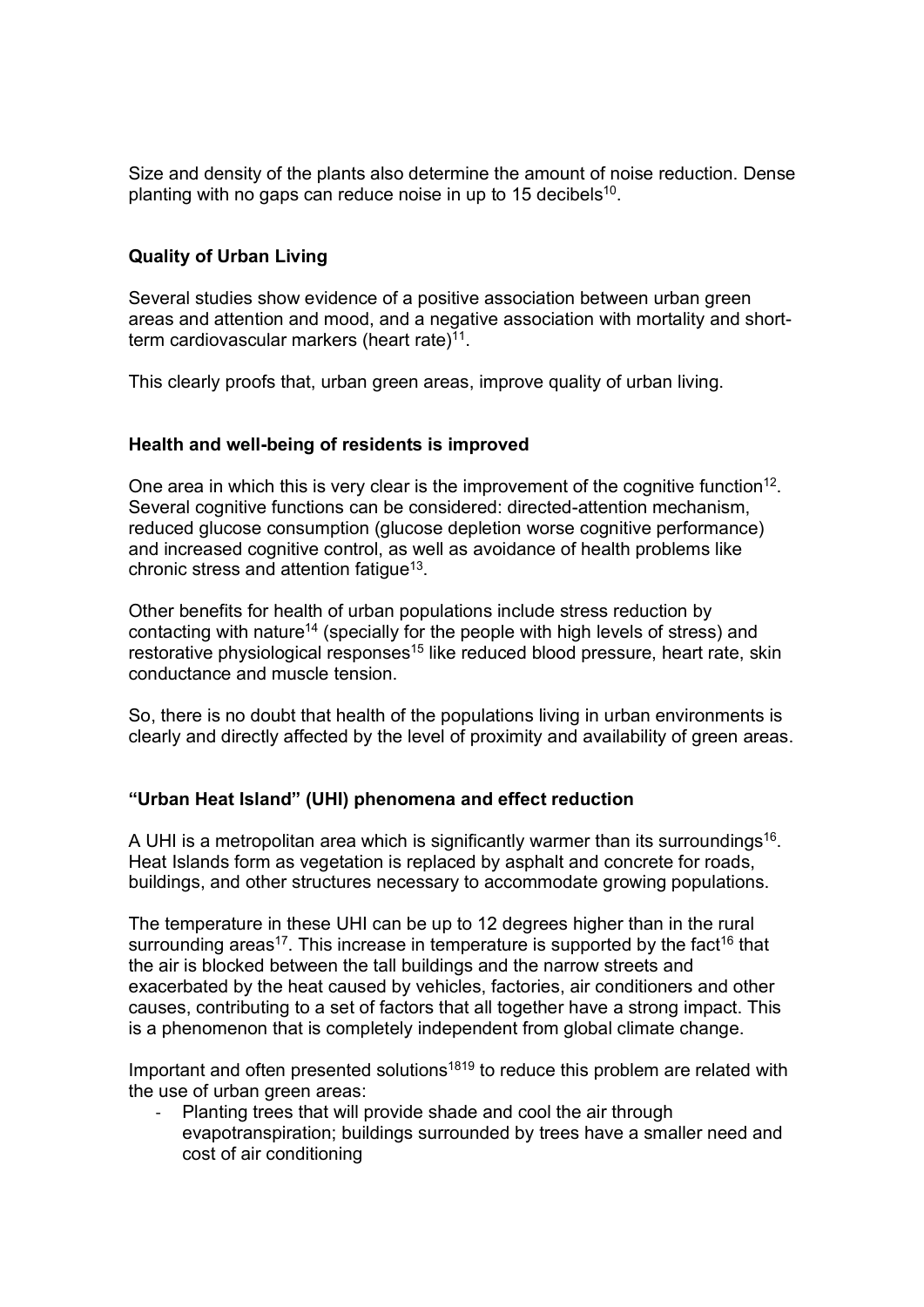Size and density of the plants also determine the amount of noise reduction. Dense planting with no gaps can reduce noise in up to 15 decibels[10].

### Quality of Urban Living

Several studies show evidence of a positive association between urban green areas and attention and mood, and a negative association with mortality and short-term cardiovascular markers (heart rate)[11].

This clearly proofs that, urban green areas, improve quality of urban living.

### Health and well-being of residents is improved

One area in which this is very clear is the improvement of the cognitive function[12]. Several cognitive functions can be considered: directed-attention mechanism, reduced glucose consumption (glucose depletion worse cognitive performance) and increased cognitive control, as well as avoidance of health problems like chronic stress and attention fatigue[13].

Other benefits for health of urban populations include stress reduction by contacting with nature[14] (specially for the people with high levels of stress) and restorative physiological responses[15] like reduced blood pressure, heart rate, skin conductance and muscle tension.

So, there is no doubt that health of the populations living in urban environments is clearly and directly affected by the level of proximity and availability of green areas.

### "Urban Heat Island" (UHI) phenomena and effect reduction

A UHI is a metropolitan area which is significantly warmer than its surroundings[16]. Heat Islands form as vegetation is replaced by asphalt and concrete for roads, buildings, and other structures necessary to accommodate growing populations.

The temperature in these UHI can be up to 12 degrees higher than in the rural surrounding areas[17]. This increase in temperature is supported by the fact[16] that the air is blocked between the tall buildings and the narrow streets and exacerbated by the heat caused by vehicles, factories, air conditioners and other causes, contributing to a set of factors that all together have a strong impact. This is a phenomenon that is completely independent from global climate change.

Important and often presented solutions[18,19] to reduce this problem are related with the use of urban green areas:

- Planting trees that will provide shade and cool the air through evapotranspiration; buildings surrounded by trees have a smaller need and cost of air conditioning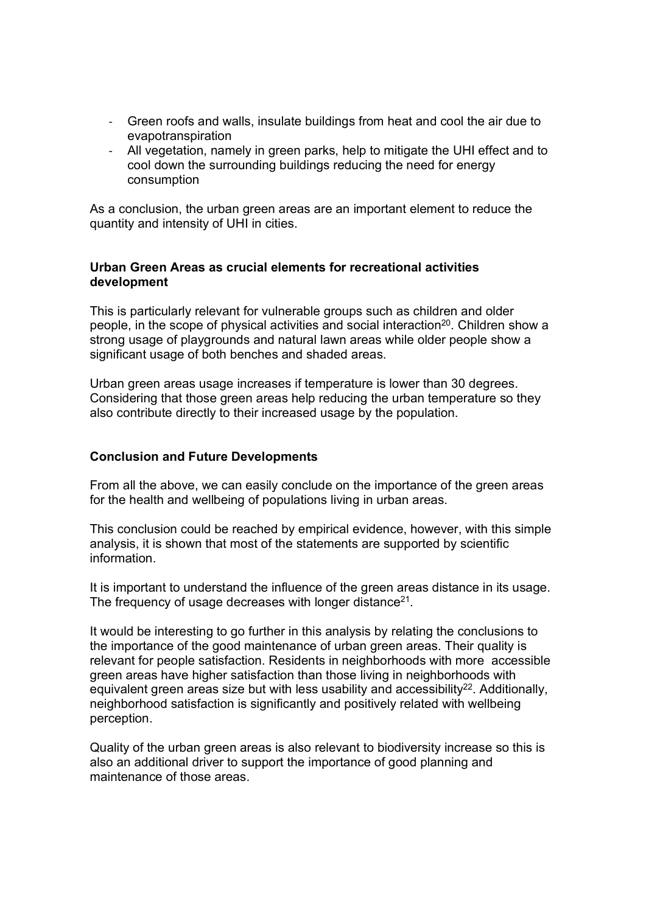- Green roofs and walls, insulate buildings from heat and cool the air due to evapotranspiration
- All vegetation, namely in green parks, help to mitigate the UHI effect and to cool down the surrounding buildings reducing the need for energy consumption

As a conclusion, the urban green areas are an important element to reduce the quantity and intensity of UHI in cities.

**Urban Green Areas as crucial elements for recreational activities development**

This is particularly relevant for vulnerable groups such as children and older people, in the scope of physical activities and social interaction[20]. Children show a strong usage of playgrounds and natural lawn areas while older people show a significant usage of both benches and shaded areas.

Urban green areas usage increases if temperature is lower than 30 degrees. Considering that those green areas help reducing the urban temperature so they also contribute directly to their increased usage by the population.

**Conclusion and Future Developments**

From all the above, we can easily conclude on the importance of the green areas for the health and wellbeing of populations living in urban areas.

This conclusion could be reached by empirical evidence, however, with this simple analysis, it is shown that most of the statements are supported by scientific information.

It is important to understand the influence of the green areas distance in its usage. The frequency of usage decreases with longer distance[21].

It would be interesting to go further in this analysis by relating the conclusions to the importance of the good maintenance of urban green areas. Their quality is relevant for people satisfaction. Residents in neighborhoods with more accessible green areas have higher satisfaction than those living in neighborhoods with equivalent green areas size but with less usability and accessibility[22]. Additionally, neighborhood satisfaction is significantly and positively related with wellbeing perception.

Quality of the urban green areas is also relevant to biodiversity increase so this is also an additional driver to support the importance of good planning and maintenance of those areas.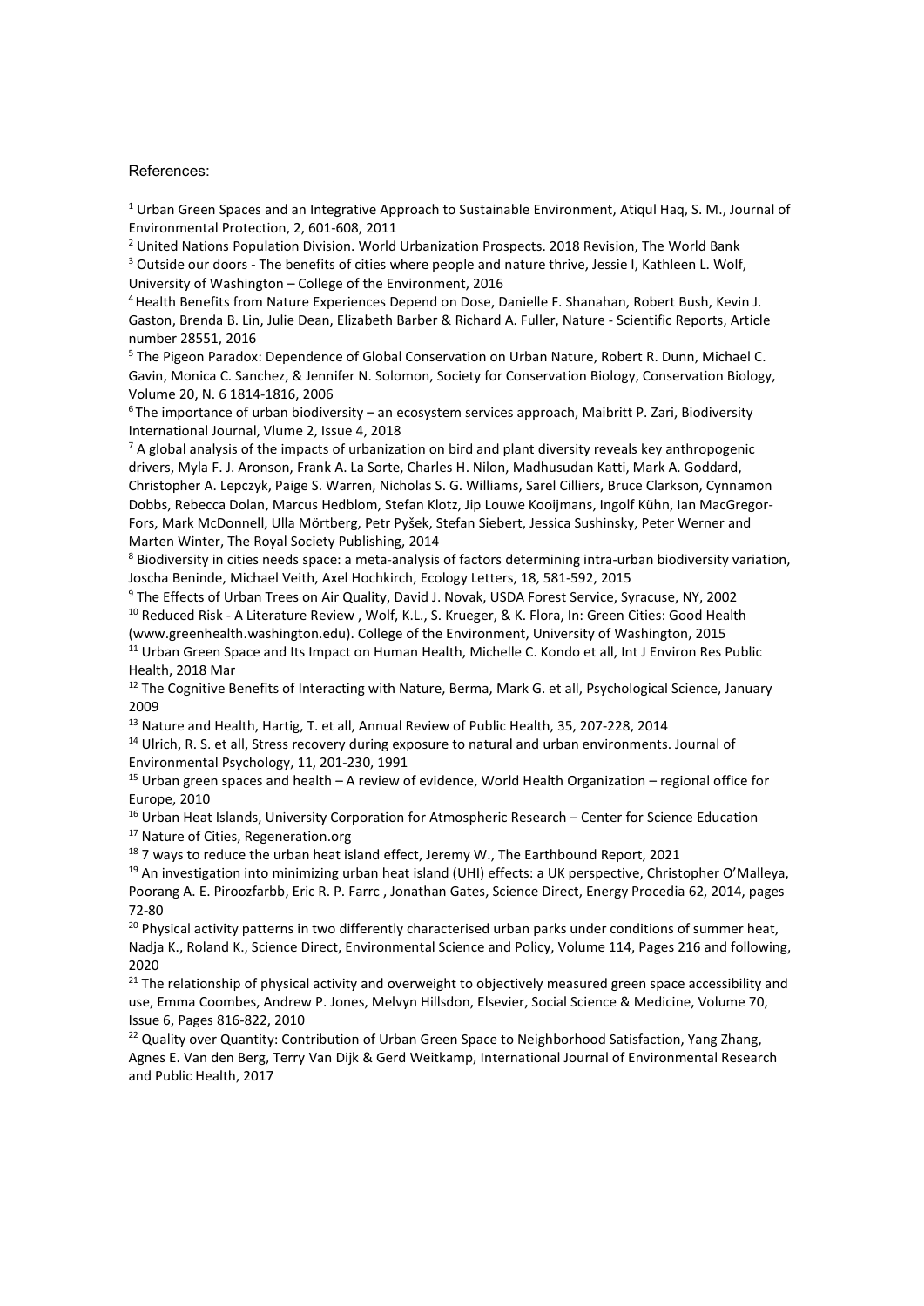References:

[1] Urban Green Spaces and an Integrative Approach to Sustainable Environment, Atiqul Haq, S. M., Journal of Environmental Protection, 2, 601-608, 2011

[2] United Nations Population Division. World Urbanization Prospects. 2018 Revision, The World Bank

[3] Outside our doors - The benefits of cities where people and nature thrive, Jessie I, Kathleen L. Wolf, University of Washington – College of the Environment, 2016

[4] Health Benefits from Nature Experiences Depend on Dose, Danielle F. Shanahan, Robert Bush, Kevin J. Gaston, Brenda B. Lin, Julie Dean, Elizabeth Barber & Richard A. Fuller, Nature - Scientific Reports, Article number 28551, 2016

[5] The Pigeon Paradox: Dependence of Global Conservation on Urban Nature, Robert R. Dunn, Michael C. Gavin, Monica C. Sanchez, & Jennifer N. Solomon, Society for Conservation Biology, Conservation Biology, Volume 20, N. 6 1814-1816, 2006

[6] The importance of urban biodiversity – an ecosystem services approach, Maibritt P. Zari, Biodiversity International Journal, Vlume 2, Issue 4, 2018

[7] A global analysis of the impacts of urbanization on bird and plant diversity reveals key anthropogenic drivers, Myla F. J. Aronson, Frank A. La Sorte, Charles H. Nilon, Madhusudan Katti, Mark A. Goddard, Christopher A. Lepczyk, Paige S. Warren, Nicholas S. G. Williams, Sarel Cilliers, Bruce Clarkson, Cynnamon Dobbs, Rebecca Dolan, Marcus Hedblom, Stefan Klotz, Jip Louwe Kooijmans, Ingolf Kühn, Ian MacGregor-Fors, Mark McDonnell, Ulla Mörtberg, Petr Pyšek, Stefan Siebert, Jessica Sushinsky, Peter Werner and Marten Winter, The Royal Society Publishing, 2014

[8] Biodiversity in cities needs space: a meta-analysis of factors determining intra-urban biodiversity variation, Joscha Beninde, Michael Veith, Axel Hochkirch, Ecology Letters, 18, 581-592, 2015

[9] The Effects of Urban Trees on Air Quality, David J. Novak, USDA Forest Service, Syracuse, NY, 2002

[10] Reduced Risk - A Literature Review , Wolf, K.L., S. Krueger, & K. Flora, In: Green Cities: Good Health (www.greenhealth.washington.edu). College of the Environment, University of Washington, 2015

[11] Urban Green Space and Its Impact on Human Health, Michelle C. Kondo et all, Int J Environ Res Public Health, 2018 Mar

[12] The Cognitive Benefits of Interacting with Nature, Berma, Mark G. et all, Psychological Science, January 2009

[13] Nature and Health, Hartig, T. et all, Annual Review of Public Health, 35, 207-228, 2014

[14] Ulrich, R. S. et all, Stress recovery during exposure to natural and urban environments. Journal of Environmental Psychology, 11, 201-230, 1991

[15] Urban green spaces and health – A review of evidence, World Health Organization – regional office for Europe, 2010

[16] Urban Heat Islands, University Corporation for Atmospheric Research – Center for Science Education

[17] Nature of Cities, Regeneration.org

[18] 7 ways to reduce the urban heat island effect, Jeremy W., The Earthbound Report, 2021

[19] An investigation into minimizing urban heat island (UHI) effects: a UK perspective, Christopher O'Malleya, Poorang A. E. Piroozfarbb, Eric R. P. Farrc , Jonathan Gates, Science Direct, Energy Procedia 62, 2014, pages 72-80

[20] Physical activity patterns in two differently characterised urban parks under conditions of summer heat, Nadja K., Roland K., Science Direct, Environmental Science and Policy, Volume 114, Pages 216 and following, 2020

[21] The relationship of physical activity and overweight to objectively measured green space accessibility and use, Emma Coombes, Andrew P. Jones, Melvyn Hillsdon, Elsevier, Social Science & Medicine, Volume 70, Issue 6, Pages 816-822, 2010

[22] Quality over Quantity: Contribution of Urban Green Space to Neighborhood Satisfaction, Yang Zhang, Agnes E. Van den Berg, Terry Van Dijk & Gerd Weitkamp, International Journal of Environmental Research and Public Health, 2017